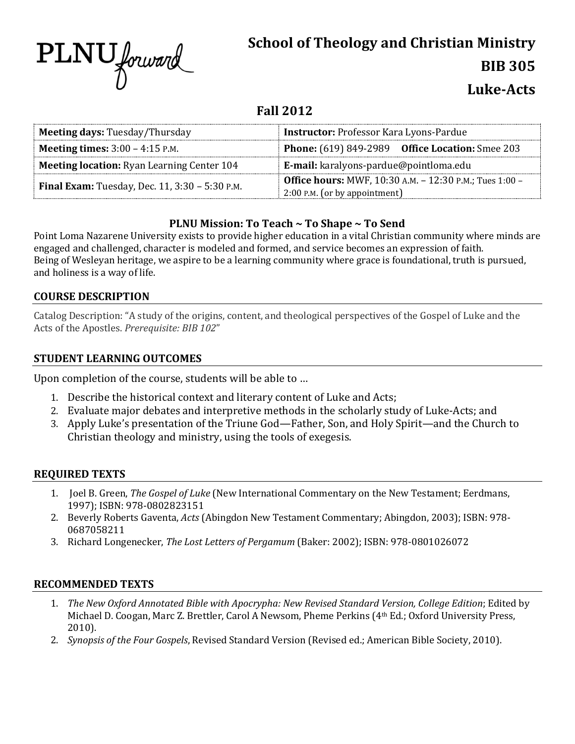PLNU forward

# School of Theology and Christian Ministry

# BIB 305

# Luke-Acts

## Fall 2012

| **Meeting days:** Tuesday/Thursday | **Instructor:** Professor Kara Lyons-Pardue |
|---|---|
| **Meeting times:** 3:00 – 4:15 P.M. | **Phone:** (619) 849-2989 **Office Location:** Smee 203 |
| **Meeting location:** Ryan Learning Center 104 | **E-mail:** karalyons-pardue@pointloma.edu |
| **Final Exam:** Tuesday, Dec. 11, 3:30 – 5:30 P.M. | **Office hours:** MWF, 10:30 A.M. – 12:30 P.M.; Tues 1:00 – 2:00 P.M. (or by appointment) |

**PLNU Mission: To Teach ~ To Shape ~ To Send**

Point Loma Nazarene University exists to provide higher education in a vital Christian community where minds are engaged and challenged, character is modeled and formed, and service becomes an expression of faith. Being of Wesleyan heritage, we aspire to be a learning community where grace is foundational, truth is pursued, and holiness is a way of life.

## COURSE DESCRIPTION

Catalog Description: "A study of the origins, content, and theological perspectives of the Gospel of Luke and the Acts of the Apostles. *Prerequisite: BIB 102*"

## STUDENT LEARNING OUTCOMES

Upon completion of the course, students will be able to …

1. Describe the historical context and literary content of Luke and Acts;
2. Evaluate major debates and interpretive methods in the scholarly study of Luke-Acts; and
3. Apply Luke's presentation of the Triune God—Father, Son, and Holy Spirit—and the Church to Christian theology and ministry, using the tools of exegesis.

## REQUIRED TEXTS

1. Joel B. Green, *The Gospel of Luke* (New International Commentary on the New Testament; Eerdmans, 1997); ISBN: 978-0802823151
2. Beverly Roberts Gaventa, *Acts* (Abingdon New Testament Commentary; Abingdon, 2003); ISBN: 978-0687058211
3. Richard Longenecker, *The Lost Letters of Pergamum* (Baker: 2002); ISBN: 978-0801026072

## RECOMMENDED TEXTS

1. *The New Oxford Annotated Bible with Apocrypha: New Revised Standard Version, College Edition*; Edited by Michael D. Coogan, Marc Z. Brettler, Carol A Newsom, Pheme Perkins (4th Ed.; Oxford University Press, 2010).
2. *Synopsis of the Four Gospels*, Revised Standard Version (Revised ed.; American Bible Society, 2010).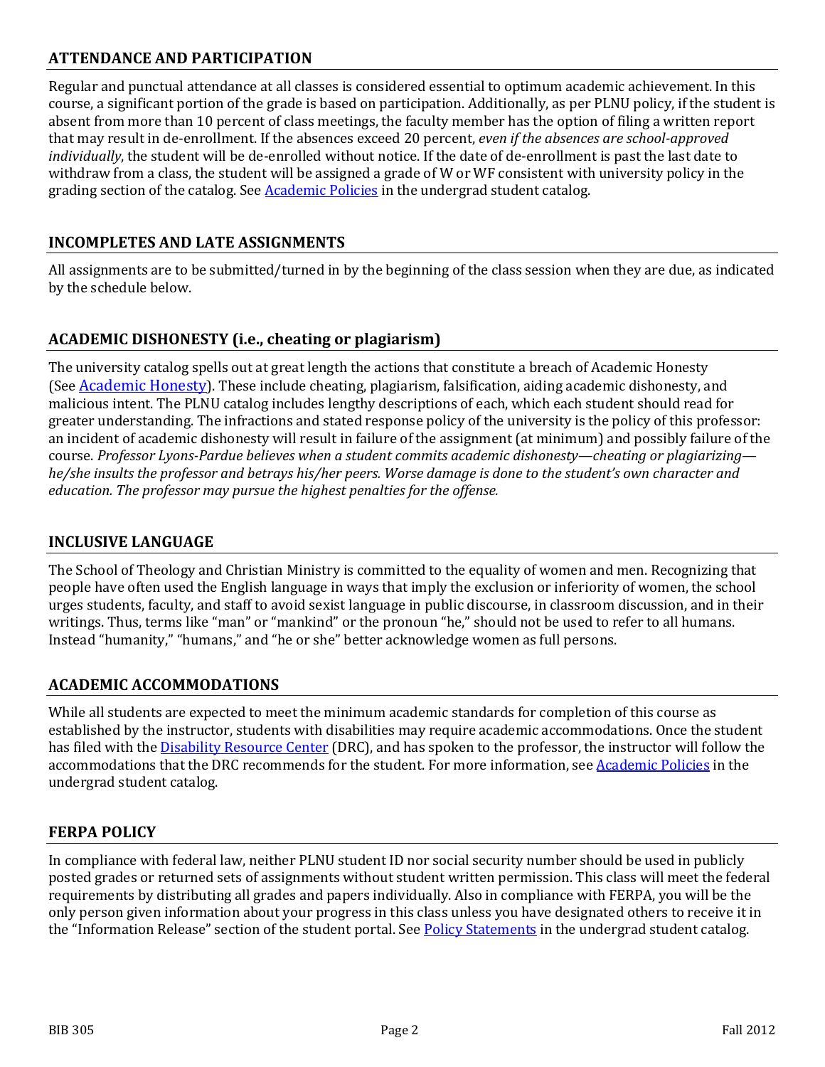## ATTENDANCE AND PARTICIPATION

Regular and punctual attendance at all classes is considered essential to optimum academic achievement. In this course, a significant portion of the grade is based on participation. Additionally, as per PLNU policy, if the student is absent from more than 10 percent of class meetings, the faculty member has the option of filing a written report that may result in de-enrollment. If the absences exceed 20 percent, *even if the absences are school-approved individually*, the student will be de-enrolled without notice. If the date of de-enrollment is past the last date to withdraw from a class, the student will be assigned a grade of W or WF consistent with university policy in the grading section of the catalog. See Academic Policies in the undergrad student catalog.

## INCOMPLETES AND LATE ASSIGNMENTS

All assignments are to be submitted/turned in by the beginning of the class session when they are due, as indicated by the schedule below.

## ACADEMIC DISHONESTY (i.e., cheating or plagiarism)

The university catalog spells out at great length the actions that constitute a breach of Academic Honesty (See Academic Honesty). These include cheating, plagiarism, falsification, aiding academic dishonesty, and malicious intent. The PLNU catalog includes lengthy descriptions of each, which each student should read for greater understanding. The infractions and stated response policy of the university is the policy of this professor: an incident of academic dishonesty will result in failure of the assignment (at minimum) and possibly failure of the course. *Professor Lyons-Pardue believes when a student commits academic dishonesty—cheating or plagiarizing—he/she insults the professor and betrays his/her peers. Worse damage is done to the student's own character and education. The professor may pursue the highest penalties for the offense.*

## INCLUSIVE LANGUAGE

The School of Theology and Christian Ministry is committed to the equality of women and men. Recognizing that people have often used the English language in ways that imply the exclusion or inferiority of women, the school urges students, faculty, and staff to avoid sexist language in public discourse, in classroom discussion, and in their writings. Thus, terms like "man" or "mankind" or the pronoun "he," should not be used to refer to all humans. Instead "humanity," "humans," and "he or she" better acknowledge women as full persons.

## ACADEMIC ACCOMMODATIONS

While all students are expected to meet the minimum academic standards for completion of this course as established by the instructor, students with disabilities may require academic accommodations. Once the student has filed with the Disability Resource Center (DRC), and has spoken to the professor, the instructor will follow the accommodations that the DRC recommends for the student. For more information, see Academic Policies in the undergrad student catalog.

## FERPA POLICY

In compliance with federal law, neither PLNU student ID nor social security number should be used in publicly posted grades or returned sets of assignments without student written permission. This class will meet the federal requirements by distributing all grades and papers individually. Also in compliance with FERPA, you will be the only person given information about your progress in this class unless you have designated others to receive it in the "Information Release" section of the student portal. See Policy Statements in the undergrad student catalog.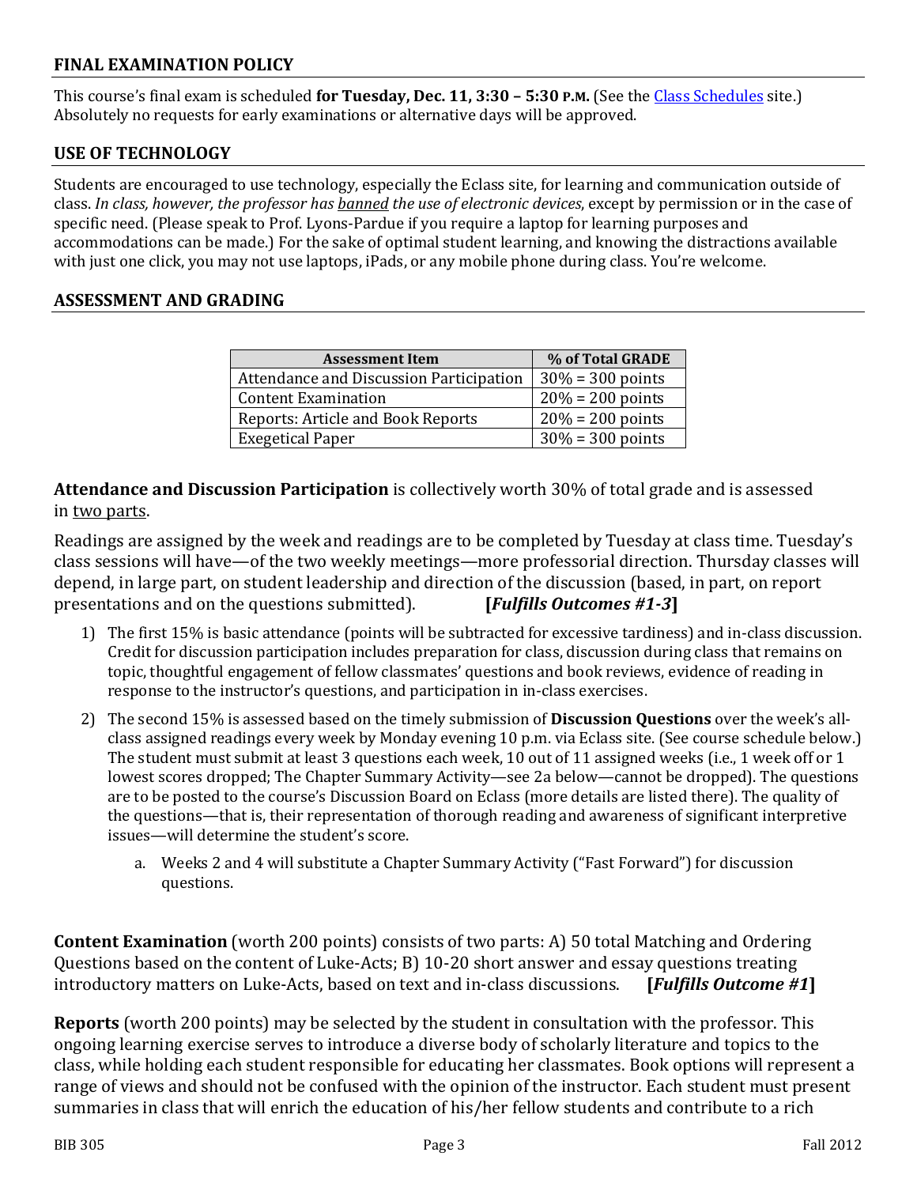## FINAL EXAMINATION POLICY

This course's final exam is scheduled **for Tuesday, Dec. 11, 3:30 – 5:30 P.M.** (See the Class Schedules site.) Absolutely no requests for early examinations or alternative days will be approved.

## USE OF TECHNOLOGY

Students are encouraged to use technology, especially the Eclass site, for learning and communication outside of class. *In class, however, the professor has banned the use of electronic devices*, except by permission or in the case of specific need. (Please speak to Prof. Lyons-Pardue if you require a laptop for learning purposes and accommodations can be made.) For the sake of optimal student learning, and knowing the distractions available with just one click, you may not use laptops, iPads, or any mobile phone during class. You're welcome.

## ASSESSMENT AND GRADING

| Assessment Item | % of Total GRADE |
|---|---|
| Attendance and Discussion Participation | 30% = 300 points |
| Content Examination | 20% = 200 points |
| Reports: Article and Book Reports | 20% = 200 points |
| Exegetical Paper | 30% = 300 points |

**Attendance and Discussion Participation** is collectively worth 30% of total grade and is assessed in two parts.

Readings are assigned by the week and readings are to be completed by Tuesday at class time. Tuesday's class sessions will have—of the two weekly meetings—more professorial direction. Thursday classes will depend, in large part, on student leadership and direction of the discussion (based, in part, on report presentations and on the questions submitted). **[*Fulfills Outcomes #1-3*]**

1) The first 15% is basic attendance (points will be subtracted for excessive tardiness) and in-class discussion. Credit for discussion participation includes preparation for class, discussion during class that remains on topic, thoughtful engagement of fellow classmates' questions and book reviews, evidence of reading in response to the instructor's questions, and participation in in-class exercises.
2) The second 15% is assessed based on the timely submission of **Discussion Questions** over the week's all-class assigned readings every week by Monday evening 10 p.m. via Eclass site. (See course schedule below.) The student must submit at least 3 questions each week, 10 out of 11 assigned weeks (i.e., 1 week off or 1 lowest scores dropped; The Chapter Summary Activity—see 2a below—cannot be dropped). The questions are to be posted to the course's Discussion Board on Eclass (more details are listed there). The quality of the questions—that is, their representation of thorough reading and awareness of significant interpretive issues—will determine the student's score.
   a. Weeks 2 and 4 will substitute a Chapter Summary Activity ("Fast Forward") for discussion questions.

**Content Examination** (worth 200 points) consists of two parts: A) 50 total Matching and Ordering Questions based on the content of Luke-Acts; B) 10-20 short answer and essay questions treating introductory matters on Luke-Acts, based on text and in-class discussions. **[*Fulfills Outcome #1*]**

**Reports** (worth 200 points) may be selected by the student in consultation with the professor. This ongoing learning exercise serves to introduce a diverse body of scholarly literature and topics to the class, while holding each student responsible for educating her classmates. Book options will represent a range of views and should not be confused with the opinion of the instructor. Each student must present summaries in class that will enrich the education of his/her fellow students and contribute to a rich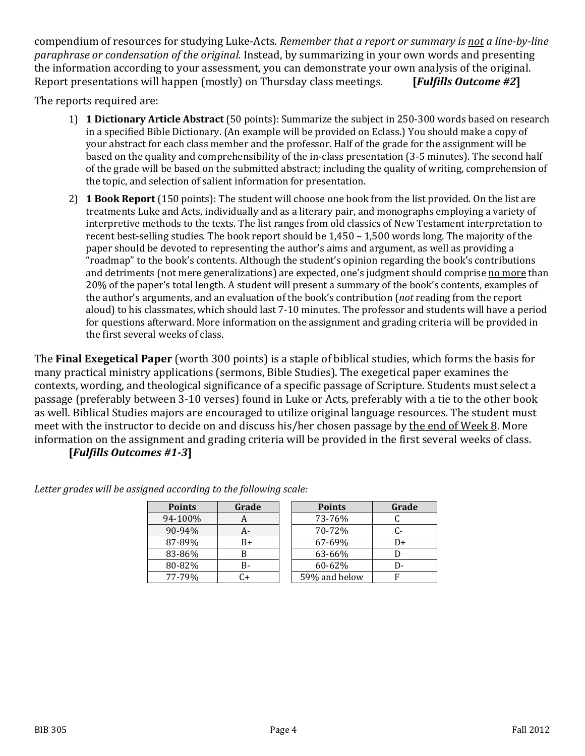compendium of resources for studying Luke-Acts. *Remember that a report or summary is not a line-by-line paraphrase or condensation of the original.* Instead, by summarizing in your own words and presenting the information according to your assessment, you can demonstrate your own analysis of the original. Report presentations will happen (mostly) on Thursday class meetings. **[*Fulfills Outcome #2*]**

The reports required are:

1) **1 Dictionary Article Abstract** (50 points): Summarize the subject in 250-300 words based on research in a specified Bible Dictionary. (An example will be provided on Eclass.) You should make a copy of your abstract for each class member and the professor. Half of the grade for the assignment will be based on the quality and comprehensibility of the in-class presentation (3-5 minutes). The second half of the grade will be based on the submitted abstract; including the quality of writing, comprehension of the topic, and selection of salient information for presentation.
2) **1 Book Report** (150 points): The student will choose one book from the list provided. On the list are treatments Luke and Acts, individually and as a literary pair, and monographs employing a variety of interpretive methods to the texts. The list ranges from old classics of New Testament interpretation to recent best-selling studies. The book report should be 1,450 – 1,500 words long. The majority of the paper should be devoted to representing the author's aims and argument, as well as providing a "roadmap" to the book's contents. Although the student's opinion regarding the book's contributions and detriments (not mere generalizations) are expected, one's judgment should comprise no more than 20% of the paper's total length. A student will present a summary of the book's contents, examples of the author's arguments, and an evaluation of the book's contribution (*not* reading from the report aloud) to his classmates, which should last 7-10 minutes. The professor and students will have a period for questions afterward. More information on the assignment and grading criteria will be provided in the first several weeks of class.

The **Final Exegetical Paper** (worth 300 points) is a staple of biblical studies, which forms the basis for many practical ministry applications (sermons, Bible Studies). The exegetical paper examines the contexts, wording, and theological significance of a specific passage of Scripture. Students must select a passage (preferably between 3-10 verses) found in Luke or Acts, preferably with a tie to the other book as well. Biblical Studies majors are encouraged to utilize original language resources. The student must meet with the instructor to decide on and discuss his/her chosen passage by the end of Week 8. More information on the assignment and grading criteria will be provided in the first several weeks of class. **[*Fulfills Outcomes #1-3*]**

*Letter grades will be assigned according to the following scale:*

| Points | Grade |
|---|---|
| 94-100% | A |
| 90-94% | A- |
| 87-89% | B+ |
| 83-86% | B |
| 80-82% | B- |
| 77-79% | C+ |

| Points | Grade |
|---|---|
| 73-76% | C |
| 70-72% | C- |
| 67-69% | D+ |
| 63-66% | D |
| 60-62% | D- |
| 59% and below | F |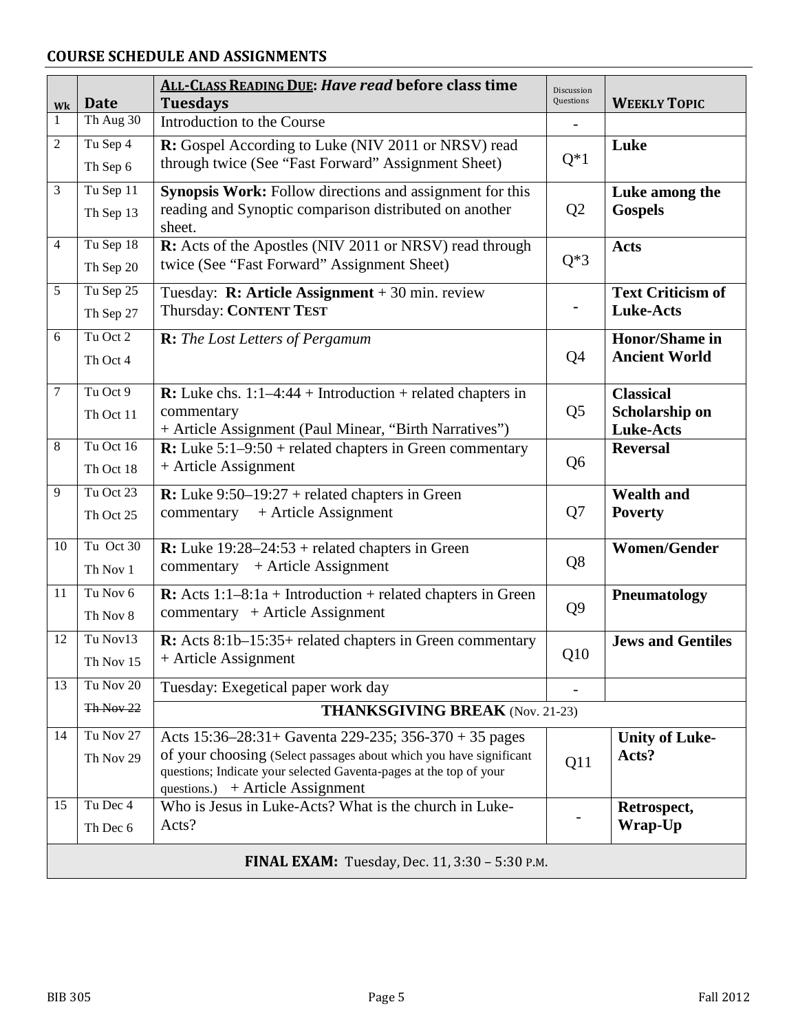## COURSE SCHEDULE AND ASSIGNMENTS

| Wk | Date | ALL-CLASS READING DUE: *Have read* before class time Tuesdays | Discussion Questions | WEEKLY TOPIC |
|---|---|---|---|---|
| 1 | Th Aug 30 | Introduction to the Course | - | |
| 2 | Tu Sep 4<br>Th Sep 6 | **R:** Gospel According to Luke (NIV 2011 or NRSV) read through twice (See "Fast Forward" Assignment Sheet) | Q*1 | **Luke** |
| 3 | Tu Sep 11<br>Th Sep 13 | **Synopsis Work:** Follow directions and assignment for this reading and Synoptic comparison distributed on another sheet. | Q2 | **Luke among the Gospels** |
| 4 | Tu Sep 18<br>Th Sep 20 | **R:** Acts of the Apostles (NIV 2011 or NRSV) read through twice (See "Fast Forward" Assignment Sheet) | Q*3 | **Acts** |
| 5 | Tu Sep 25<br>Th Sep 27 | Tuesday: **R: Article Assignment** + 30 min. review<br>Thursday: **CONTENT TEST** | - | **Text Criticism of Luke-Acts** |
| 6 | Tu Oct 2<br>Th Oct 4 | **R:** *The Lost Letters of Pergamum* | Q4 | **Honor/Shame in Ancient World** |
| 7 | Tu Oct 9<br>Th Oct 11 | **R:** Luke chs. 1:1–4:44 + Introduction + related chapters in commentary<br>+ Article Assignment (Paul Minear, "Birth Narratives") | Q5 | **Classical Scholarship on Luke-Acts** |
| 8 | Tu Oct 16<br>Th Oct 18 | **R:** Luke 5:1–9:50 + related chapters in Green commentary + Article Assignment | Q6 | **Reversal** |
| 9 | Tu Oct 23<br>Th Oct 25 | **R:** Luke 9:50–19:27 + related chapters in Green commentary + Article Assignment | Q7 | **Wealth and Poverty** |
| 10 | Tu Oct 30<br>Th Nov 1 | **R:** Luke 19:28–24:53 + related chapters in Green commentary + Article Assignment | Q8 | **Women/Gender** |
| 11 | Tu Nov 6<br>Th Nov 8 | **R:** Acts 1:1–8:1a + Introduction + related chapters in Green commentary + Article Assignment | Q9 | **Pneumatology** |
| 12 | Tu Nov13<br>Th Nov 15 | **R:** Acts 8:1b–15:35+ related chapters in Green commentary + Article Assignment | Q10 | **Jews and Gentiles** |
| 13 | Tu Nov 20 | Tuesday: Exegetical paper work day | - | |
| | ~~Th Nov 22~~ | **THANKSGIVING BREAK** (Nov. 21-23) | | |
| 14 | Tu Nov 27<br>Th Nov 29 | Acts 15:36–28:31+ Gaventa 229-235; 356-370 + 35 pages of your choosing (Select passages about which you have significant questions; Indicate your selected Gaventa-pages at the top of your questions.) + Article Assignment | Q11 | **Unity of Luke-Acts?** |
| 15 | Tu Dec 4<br>Th Dec 6 | Who is Jesus in Luke-Acts? What is the church in Luke-Acts? | - | **Retrospect, Wrap-Up** |
| | | **FINAL EXAM:** Tuesday, Dec. 11, 3:30 – 5:30 P.M. | | |